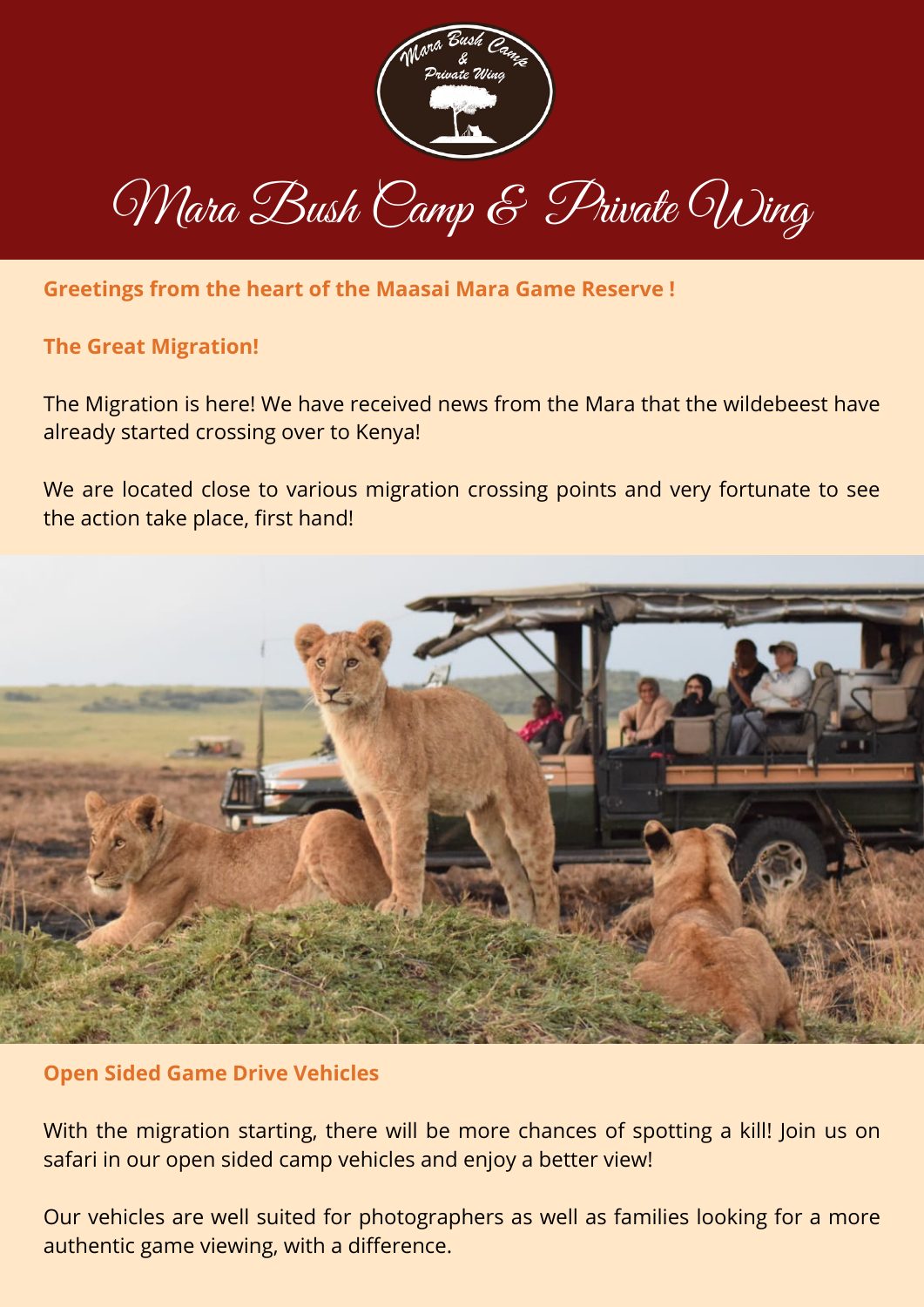# Mara Bush Camp & Private Wing

**Greetings from the heart of the Maasai Mara Game Reserve !**

## The Great Migration!

The Migration is here! We have received news from the Mara that the wildebeest have already started crossing over to Kenya!

We are located close to various migration crossing points and very fortunate to see the action take place, first hand!

## Open Sided Game Drive Vehicles

With the migration starting, there will be more chances of spotting a kill! Join us on safari in our open sided camp vehicles and enjoy a better view!

Our vehicles are well suited for photographers as well as families looking for a more authentic game viewing, with a difference.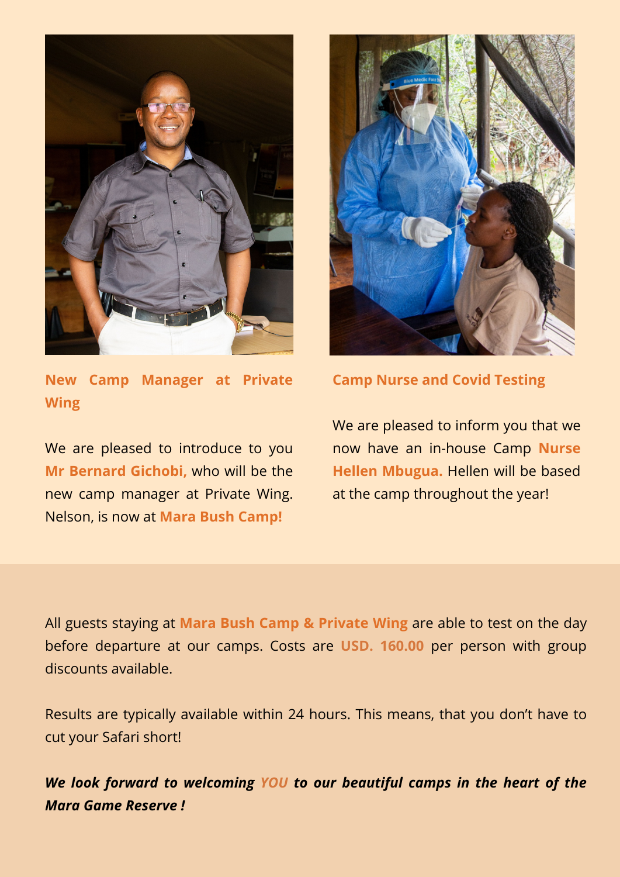### New Camp Manager at Private Wing

We are pleased to introduce to you **Mr Bernard Gichobi,** who will be the new camp manager at Private Wing. Nelson, is now at **Mara Bush Camp!**

### Camp Nurse and Covid Testing

We are pleased to inform you that we now have an in-house Camp **Nurse Hellen Mbugua.** Hellen will be based at the camp throughout the year!

All guests staying at **Mara Bush Camp & Private Wing** are able to test on the day before departure at our camps. Costs are **USD. 160.00** per person with group discounts available.

Results are typically available within 24 hours. This means, that you don't have to cut your Safari short!

***We look forward to welcoming YOU to our beautiful camps in the heart of the Mara Game Reserve !***